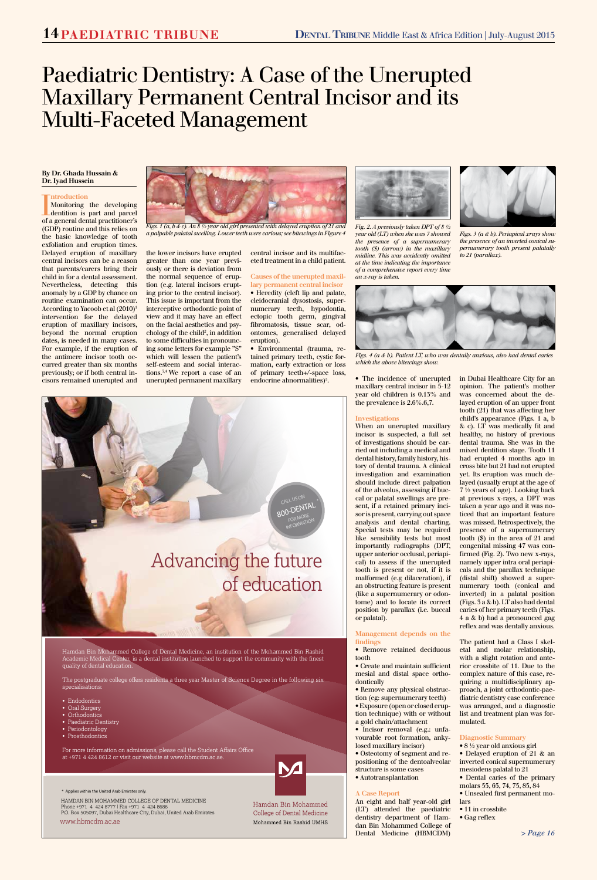# Paediatric Dentistry: A Case of the Unerupted Maxillary Permanent Central Incisor and its Multi-Faceted Management

**By Dr. Ghada Hussain & Dr. Iyad Hussein**

## Introduction

Monitoring the developing dentition is part and parcel of a general dental practitioner's (GDP) routine and this relies on the basic knowledge of tooth exfoliation and eruption times. Delayed eruption of maxillary central incisors can be a reason that parents/carers bring their child in for a dental assessment. Nevertheless, detecting this anomaly by a GDP by chance on routine examination can occur. According to Yacoob et al (2010)[1] intervention for the delayed eruption of maxillary incisors, beyond the normal eruption dates, is needed in many cases. For example, if the eruption of the antimere incisor tooth occurred greater than six months previously; or if both central incisors remained unerupted and the lower incisors have erupted greater than one year previously or there is deviation from the normal sequence of eruption (e.g. lateral incisors erupting prior to the central incisor). This issue is important from the interceptive orthodontic point of view and it may have an effect on the facial aesthetics and psychology of the child[2], in addition to some difficulties in pronouncing some letters for example "S" which will lessen the patient's self-esteem and social interactions.[3,4] We report a case of an unerupted permanent maxillary central incisor and its multifaceted treatment in a child patient.

*Figs. 1 (a, b & c). An 8 ½ year old girl presented with delayed eruption of 21 and a palpable palatal swelling. Lower teeth were carious; see bitewings in Figure 4*

*Fig. 2. A previously taken DPT of 8 ½ year old (LT) when she was 7 showed the presence of a supernumerary tooth (S) (arrow) in the maxillary midline. This was accidently omitted at the time indicating the importance of a comprehensive report every time an x-ray is taken.*

*Figs. 3 (a & b). Periapical xrays show the presence of an inverted conical supernumerary tooth present palatally to 21 (parallax).*

*Figs. 4 (a & b). Patient LT, who was dentally anxious, also had dental caries which the above bitewings show.*

## Causes of the unerupted maxillary permanent central incisor

- Heredity (cleft lip and palate, cleidocranial dysostosis, supernumerary teeth, hypodontia, ectopic tooth germ, gingival fibromatosis, tissue scar, odontomes, generalised delayed eruption).
- Environmental (trauma, retained primary teeth, cystic formation, early extraction or loss of primary teeth+/-space loss, endocrine abnormalities)[5].
- The incidence of unerupted maxillary central incisor in 5-12 year old children is 0.13% and the prevalence is 2.6%.6,7.

## Investigations

When an unerupted maxillary incisor is suspected, a full set of investigations should be carried out including a medical and dental history, family history, history of dental trauma. A clinical investigation and examination should include direct palpation of the alveolus, assessing if buccal or palatal swellings are present, if a retained primary incisor is present, carrying out space analysis and dental charting. Special tests may be required like sensibility tests but most importantly radiographs (DPT, upper anterior occlusal, periapical) to assess if the unerupted tooth is present or not, if it is malformed (e.g dilaceration), if an obstructing feature is present (like a supernumerary or odontome) and to locate its correct position by parallax (i.e. buccal or palatal).

## Management depends on the findings

- Remove retained deciduous tooth
- Create and maintain sufficient mesial and distal space orthodontically
- Remove any physical obstruction (eg: supernumerary teeth)
- Exposure (open or closed eruption technique) with or without a gold chain/attachment
- Incisor removal (e.g.: unfavourable root formation, ankylosed maxillary incisor)
- Osteotomy of segment and repositioning of the dentoalveolar structure is some cases
- Autotransplantation

## A Case Report

An eight and half year-old girl (LT) attended the paediatric dentistry department of Hamdan Bin Mohammed College of Dental Medicine (HBMCDM) in Dubai Healthcare City for an opinion. The patient's mother was concerned about the delayed eruption of an upper front tooth (21) that was affecting her child's appearance (Figs. 1 a, b & c). LT was medically fit and healthy, no history of previous dental trauma. She was in the mixed dentition stage. Tooth 11 had erupted 4 months ago in cross bite but 21 had not erupted yet. Its eruption was much delayed (usually erupt at the age of 7 ½ years of age). Looking back at previous x-rays, a DPT was taken a year ago and it was noticed that an important feature was missed. Retrospectively, the presence of a supernumerary tooth (S) in the area of 21 and congenital missing 47 was confirmed (Fig. 2). Two new x-rays, namely upper intra oral periapicals and the parallax technique (distal shift) showed a supernumerary tooth (conical and inverted) in a palatal position (Figs. 3 a & b). LT also had dental caries of her primary teeth (Figs. 4 a & b) had a pronounced gag reflex and was dentally anxious.

The patient had a Class I skeletal and molar relationship, with a slight rotation and anterior crossbite of 11. Due to the complex nature of this case, requiring a multidisciplinary approach, a joint orthodontic-paediatric dentistry case conference was arranged, and a diagnostic list and treatment plan was formulated.

## Diagnostic Summary

- 8 ½ year old anxious girl
- Delayed eruption of 21 & an inverted conical supernumerary mesiodens palatal to 21
- Dental caries of the primary molars 55, 65, 74, 75, 85, 84
- Unsealed first permanent molars
- 11 in crossbite
- Gag reflex

*> Page 16*

---

CALL US ON 800-DENTAL FOR MORE INFORMATION

Advancing the future of education

Hamdan Bin Mohammed College of Dental Medicine, an institution of the Mohammed Bin Rashid Academic Medical Center, is a dental institution launched to support the community with the finest quality of dental education.

The postgraduate college offers residents a three year Master of Science Degree in the following six specialisations:

- Endodontics
- Oral Surgery
- Orthodontics
- Paediatric Dentistry
- Periodontology
- Prosthodontics

For more information on admissions, please call the Student Affairs Office at +971 4 424 8612 or visit our website at www.hbmcdm.ac.ae.

* Applies within the United Arab Emirates only.

HAMDAN BIN MOHAMMED COLLEGE OF DENTAL MEDICINE
Phone +971 4 424 8777 | Fax +971 4 424 8686
P.O. Box 505097, Dubai Healthcare City, Dubai, United Arab Emirates
www.hbmcdm.ac.ae

Hamdan Bin Mohammed College of Dental Medicine
Mohammed Bin Rashid UMHS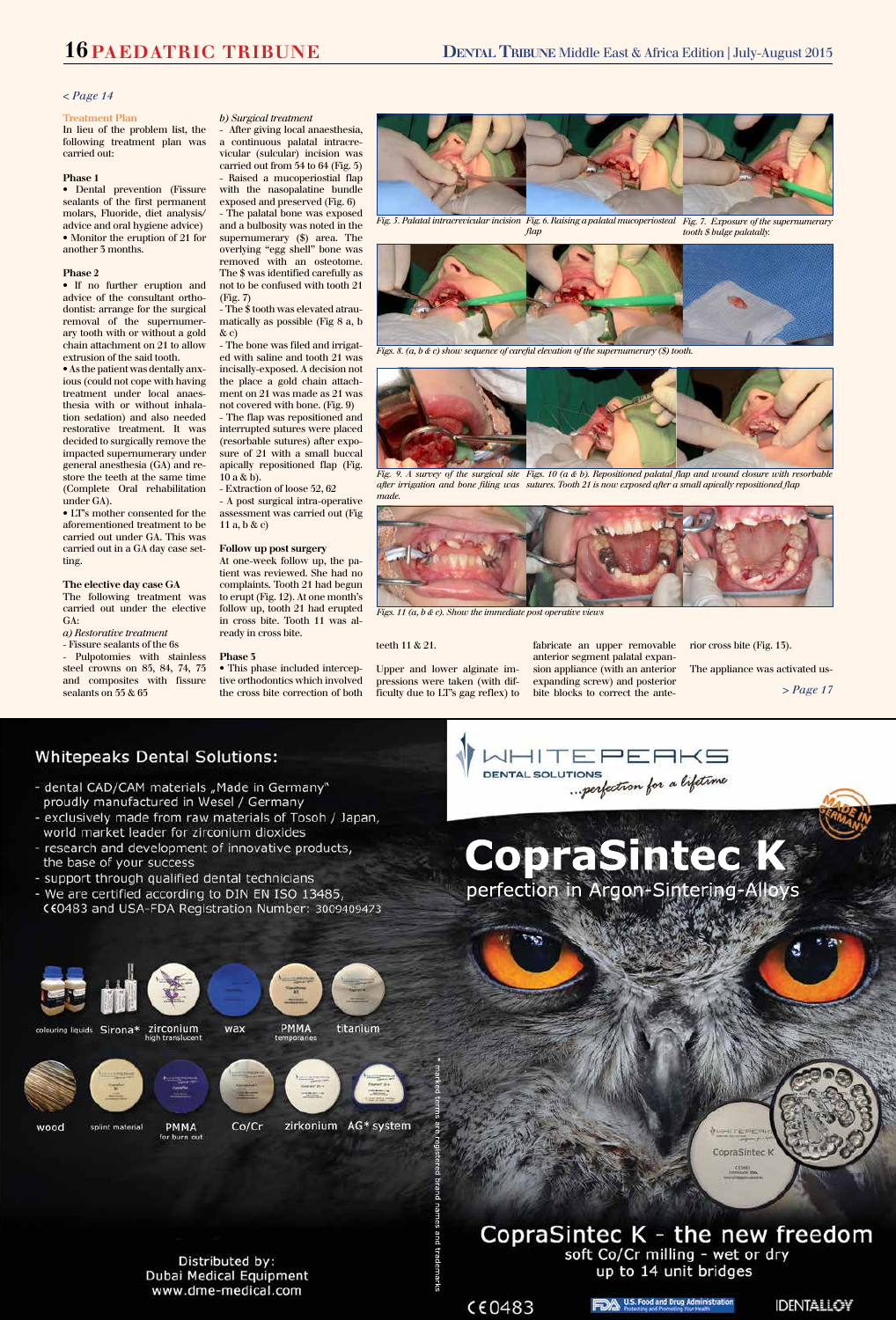< Page 14

### Treatment Plan

In lieu of the problem list, the following treatment plan was carried out:

**Phase 1**

- Dental prevention (Fissure sealants of the first permanent molars, Fluoride, diet analysis/advice and oral hygiene advice)
- Monitor the eruption of 21 for another 3 months.

**Phase 2**

- If no further eruption and advice of the consultant orthodontist: arrange for the surgical removal of the supernumerary tooth with or without a gold chain attachment on 21 to allow extrusion of the said tooth.
- As the patient was dentally anxious (could not cope with having treatment under local anaesthesia with or without inhalation sedation) and also needed restorative treatment. It was decided to surgically remove the impacted supernumerary under general anesthesia (GA) and restore the teeth at the same time (Complete Oral rehabilitation under GA).
- LT's mother consented for the aforementioned treatment to be carried out under GA. This was carried out in a GA day case setting.

**The elective day case GA**

The following treatment was carried out under the elective GA:

*a) Restorative treatment*

- Fissure sealants of the 6s
- Pulpotomies with stainless steel crowns on 85, 84, 74, 75 and composites with fissure sealants on 55 & 65

*b) Surgical treatment*

- After giving local anaesthesia, a continuous palatal intracrevicular (sulcular) incision was carried out from 54 to 64 (Fig. 5)
- Raised a mucoperiostial flap with the nasopalatine bundle exposed and preserved (Fig. 6)
- The palatal bone was exposed and a bulbosity was noted in the supernumerary ($) area. The overlying "egg shell" bone was removed with an osteotome. The $ was identified carefully as not to be confused with tooth 21 (Fig. 7)
- The $ tooth was elevated atraumatically as possible (Fig 8 a, b & c)
- The bone was filed and irrigated with saline and tooth 21 was incisally-exposed. A decision not the place a gold chain attachment on 21 was made as 21 was not covered with bone. (Fig. 9)
- The flap was repositioned and interrupted sutures were placed (resorbable sutures) after exposure of 21 with a small buccal apically repositioned flap (Fig. 10 a & b).
- Extraction of loose 52, 62
- A post surgical intra-operative assessment was carried out (Fig 11 a, b & c)

**Follow up post surgery**

At one-week follow up, the patient was reviewed. She had no complaints. Tooth 21 had begun to erupt (Fig. 12). At one month's follow up, tooth 21 had erupted in cross bite. Tooth 11 was already in cross bite.

**Phase 3**

- This phase included interceptive orthodontics which involved the cross bite correction of both teeth 11 & 21.

Upper and lower alginate impressions were taken (with difficulty due to LT's gag reflex) to fabricate an upper removable anterior segment palatal expansion appliance (with an anterior expanding screw) and posterior bite blocks to correct the anterior cross bite (Fig. 13).

The appliance was activated us-

> Page 17

Fig. 5. Palatal intracrevicular incision

Fig. 6. Raising a palatal mucoperiosteal flap

Fig. 7. Exposure of the supernumerary tooth $ bulge palatally.

Figs. 8. (a, b & c) show sequence of careful elevation of the supernumerary ($) tooth.

Fig. 9. A survey of the surgical site after irrigation and bone filing was made.

Figs. 10 (a & b). Repositioned palatal flap and wound closure with resorbable sutures. Tooth 21 is now exposed after a small apically repositioned flap

Figs. 11 (a, b & c). Show the immediate post operative views

**Whitepeaks Dental Solutions:**

- dental CAD/CAM materials „Made in Germany" proudly manufactured in Wesel / Germany
- exclusively made from raw materials of Tosoh / Japan, world market leader for zirconium dioxides
- research and development of innovative products, the base of your success
- support through qualified dental technicians
- We are certified according to DIN EN ISO 13485, CE0483 and USA-FDA Registration Number: 3009409473

coloruing liquids | Sirona* | zirconium high translucent | wax | PMMA temporaries | titanium
wood | splint material | PMMA for burn out | Co/Cr | zirkonium | AG* system

* marked terms are registered brand names and trademarks

Distributed by:
Dubai Medical Equipment
www.dme-medical.com

WHITEPEAKS DENTAL SOLUTIONS ...perfection for a lifetime

MADE IN GERMANY

# CopraSintec K

perfection in Argon-Sintering-Alloys

CopraSintec K - the new freedom
soft Co/Cr milling - wet or dry
up to 14 unit bridges

CE0483 | FDA U.S. Food and Drug Administration | IDENTALLOY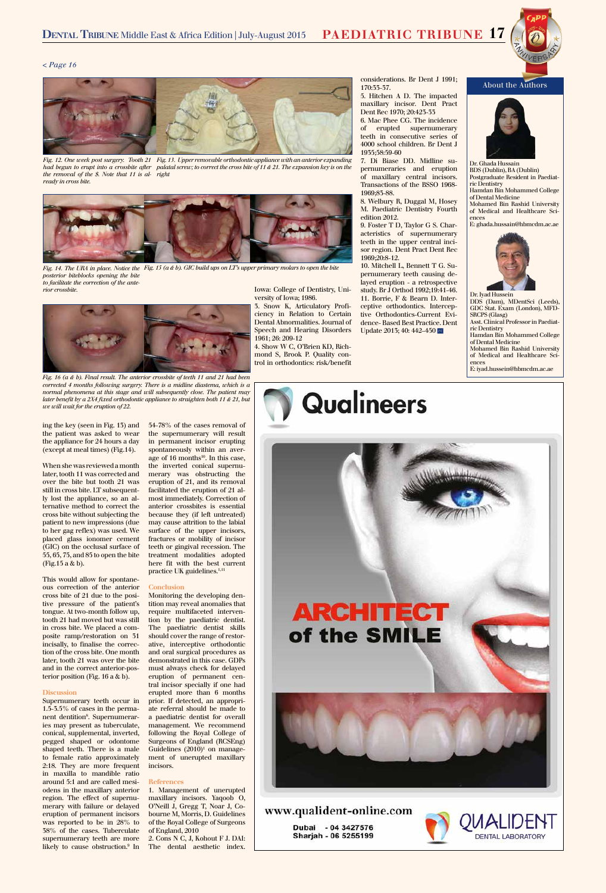< Page 16

Fig. 12. One week post surgery. Tooth 21 had begun to erupt into a crossbite after the removal of the S. Note that 11 is already in cross bite.

Fig. 13. Upper removable orthodontic appliance with an anterior expanding palatal screw; to correct the cross bite of 11 & 21. The expansion key is on the right

Fig. 14. The URA in place. Notice the posterior biteblocks opening the bite to facilitate the correction of the anterior crossbite.

Fig. 15 (a & b). GIC build ups on LT's upper primary molars to open the bite

Fig. 16 (a & b). Final result. The anterior crossbite of teeth 11 and 21 had been corrected 4 months following surgery. There is a midline diastema, which is a normal phenomena at this stage and will subsequently close. The patient may later benefit by a 2X4 fixed orthodontic appliance to straighten both 11 & 21, but we will wait for the eruption of 22.

ing the key (seen in Fig. 13) and the patient was asked to wear the appliance for 24 hours a day (except at meal times) (Fig.14).

When she was reviewed a month later, tooth 11 was corrected and over the bite but tooth 21 was still in cross bite. LT subsequently lost the appliance, so an alternative method to correct the cross bite without subjecting the patient to new impressions (due to her gag reflex) was used. We placed glass ionomer cement (GIC) on the occlusal surface of 55, 65, 75, and 85 to open the bite (Fig.15 a & b).

This would allow for spontaneous correction of the anterior cross bite of 21 due to the positive pressure of the patient's tongue. At two-month follow up, tooth 21 had moved but was still in cross bite. We placed a composite ramp/restoration on 31 incisally, to finalise the correction of the cross bite. One month later, tooth 21 was over the bite and in the correct anterior-posterior position (Fig. 16 a & b).

## Discussion

Supernumerary teeth occur in 1.5-3.5% of cases in the permanent dentition[8]. Supernumeraries may present as tuberculate, conical, supplemental, inverted, pegged shaped or odontome shaped teeth. There is a male to female ratio approximately 2:18. They are more frequent in maxilla to mandible ratio around 5:1 and are called mesiodens in the maxillary anterior region. The effect of supernumerary with failure or delayed eruption of permanent incisors was reported to be in 28% to 38% of the cases. Tuberculate supernumerary teeth are more likely to cause obstruction.[9] In 54-78% of the cases removal of the supernumerary will result in permanent incisor erupting spontaneously within an average of 16 months[10]. In this case, the inverted conical supernumerary was obstructing the eruption of 21, and its removal facilitated the eruption of 21 almost immediately. Correction of anterior crossbites is essential because they (if left untreated) may cause attrition to the labial surface of the upper incisors, fractures or mobility of incisor teeth or gingival recession. The treatment modalities adopted here fit with the best current practice UK guidelines.[1,11]

## Conclusion

Monitoring the developing dentition may reveal anomalies that require multifaceted intervention by the paediatric dentist. The paediatric dentist skills should cover the range of restorative, interceptive orthodontic and oral surgical procedures as demonstrated in this case. GDPs must always check for delayed eruption of permanent central incisor specially if one had erupted more than 6 months prior. If detected, an appropriate referral should be made to a paediatric dentist for overall management. We recommend following the Royal College of Surgeons of England (RCSEng) Guidelines (2010)[1] on management of unerupted maxillary incisors.

## References

1. Management of unerupted maxillary incisors. Yaqoob O, O'Neill J, Gregg T, Noar J, Cobourne M, Morris, D. Guidelines of the Royal College of Surgeons of England, 2010
2. Cons N C, J, Kohout F J. DAI: The dental aesthetic index. Iowa: College of Dentistry, University of Iowa; 1986.
3. Snow K, Articulatory Proficiency in Relation to Certain Dental Abnormalities. Journal of Speech and Hearing Disorders 1961; 26: 209-12
4. Show W C, O'Brien KD, Richmond S, Brook P. Quality control in orthodontics: risk/benefit considerations. Br Dent J 1991; 170:33-37.
5. Hitchen A D. The impacted maxillary incisor. Dent Pract Dent Rec 1970; 20:423-33
6. Mac Phee CG. The incidence of erupted supernumerary teeth in consecutive series of 4000 school children. Br Dent J 1935;58:59-60
7. Di Biase DD. Midline supernumeraries and eruption of maxillary central incisors. Transactions of the BSSO 1968-1969;83-88.
8. Welbury R, Duggal M, Hosey M. Paediatric Dentistry Fourth edition 2012.
9. Foster T D, Taylor G S. Characteristics of supernumerary teeth in the upper central incisor region. Dent Pract Dent Rec 1969;20:8-12.
10. Mitchell L, Bennett T G. Supernumerary teeth causing delayed eruption - a retrospective study. Br J Orthod 1992;19:41-46.
11. Borrie, F & Bearn D. Interceptive orthodontics. Interceptive Orthodontics-Current Evidence- Based Best Practice. Dent Update 2013; 40: 442–450

## About the Authors

Dr. Ghada Hussain
BDS (Dublin), BA (Dublin)
Postgraduate Resident in Paediatric Dentistry
Hamdan Bin Mohammed College of Dental Medicine
Mohamed Bin Rashid University of Medical and Healthcare Sciences
E: ghada.hussain@hbmcdm.ac.ae

Dr. Iyad Hussein
DDS (Dam), MDentSci (Leeds), GDC Stat. Exam (London), MFDS RCPS (Glasg)
Asst. Clinical Professor in Paediatric Dentistry
Hamdan Bin Mohammed College of Dental Medicine
Mohamed Bin Rashid University of Medical and Healthcare Sciences
E: iyad.hussein@hbmcdm.ac.ae

Qualineers

ARCHITECT of the SMILE

www.qualident-online.com

Dubai - 04 3427576
Sharjah - 06 5255199

QUALIDENT DENTAL LABORATORY